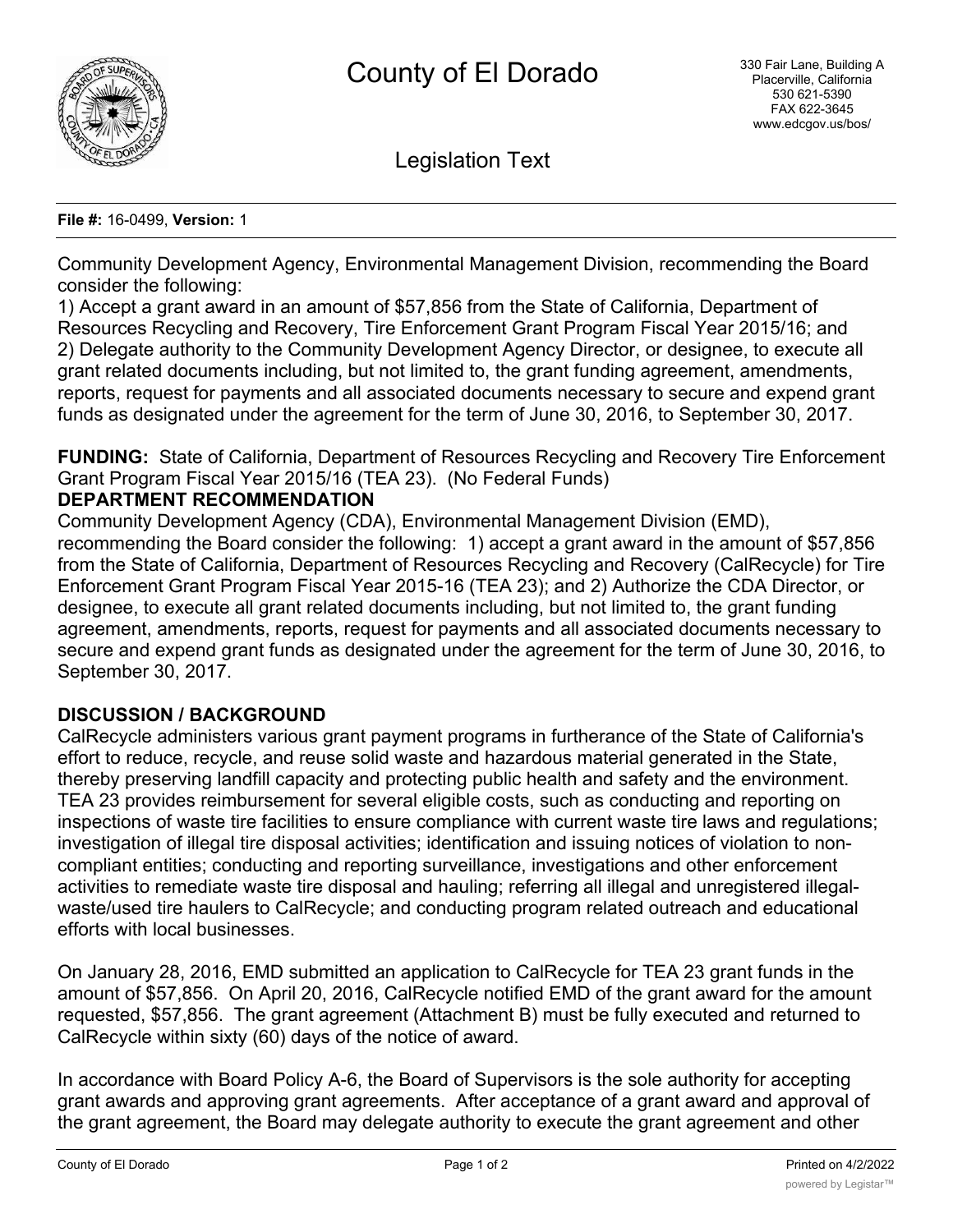# County of El Dorado

330 Fair Lane, Building A
Placerville, California
530 621-5390
FAX 622-3645
www.edcgov.us/bos/

## Legislation Text

**File #:** 16-0499, **Version:** 1

Community Development Agency, Environmental Management Division, recommending the Board consider the following:
1) Accept a grant award in an amount of $57,856 from the State of California, Department of Resources Recycling and Recovery, Tire Enforcement Grant Program Fiscal Year 2015/16; and
2) Delegate authority to the Community Development Agency Director, or designee, to execute all grant related documents including, but not limited to, the grant funding agreement, amendments, reports, request for payments and all associated documents necessary to secure and expend grant funds as designated under the agreement for the term of June 30, 2016, to September 30, 2017.

**FUNDING:** State of California, Department of Resources Recycling and Recovery Tire Enforcement Grant Program Fiscal Year 2015/16 (TEA 23). (No Federal Funds)

**DEPARTMENT RECOMMENDATION**

Community Development Agency (CDA), Environmental Management Division (EMD), recommending the Board consider the following: 1) accept a grant award in the amount of $57,856 from the State of California, Department of Resources Recycling and Recovery (CalRecycle) for Tire Enforcement Grant Program Fiscal Year 2015-16 (TEA 23); and 2) Authorize the CDA Director, or designee, to execute all grant related documents including, but not limited to, the grant funding agreement, amendments, reports, request for payments and all associated documents necessary to secure and expend grant funds as designated under the agreement for the term of June 30, 2016, to September 30, 2017.

**DISCUSSION / BACKGROUND**

CalRecycle administers various grant payment programs in furtherance of the State of California's effort to reduce, recycle, and reuse solid waste and hazardous material generated in the State, thereby preserving landfill capacity and protecting public health and safety and the environment. TEA 23 provides reimbursement for several eligible costs, such as conducting and reporting on inspections of waste tire facilities to ensure compliance with current waste tire laws and regulations; investigation of illegal tire disposal activities; identification and issuing notices of violation to non-compliant entities; conducting and reporting surveillance, investigations and other enforcement activities to remediate waste tire disposal and hauling; referring all illegal and unregistered illegal-waste/used tire haulers to CalRecycle; and conducting program related outreach and educational efforts with local businesses.

On January 28, 2016, EMD submitted an application to CalRecycle for TEA 23 grant funds in the amount of $57,856. On April 20, 2016, CalRecycle notified EMD of the grant award for the amount requested, $57,856. The grant agreement (Attachment B) must be fully executed and returned to CalRecycle within sixty (60) days of the notice of award.

In accordance with Board Policy A-6, the Board of Supervisors is the sole authority for accepting grant awards and approving grant agreements. After acceptance of a grant award and approval of the grant agreement, the Board may delegate authority to execute the grant agreement and other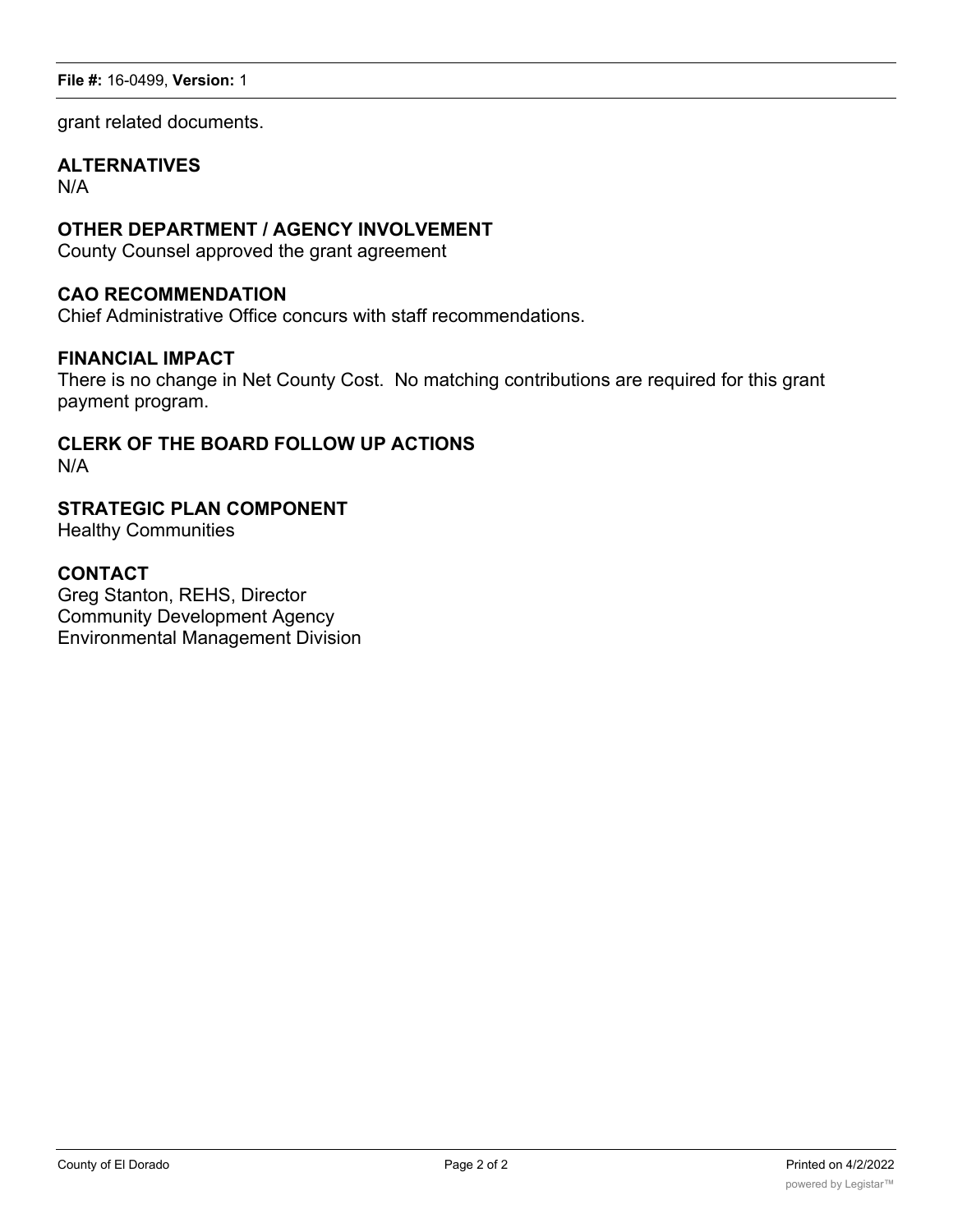grant related documents.

**ALTERNATIVES**

N/A

**OTHER DEPARTMENT / AGENCY INVOLVEMENT**

County Counsel approved the grant agreement

**CAO RECOMMENDATION**

Chief Administrative Office concurs with staff recommendations.

**FINANCIAL IMPACT**

There is no change in Net County Cost. No matching contributions are required for this grant payment program.

**CLERK OF THE BOARD FOLLOW UP ACTIONS**

N/A

**STRATEGIC PLAN COMPONENT**

Healthy Communities

**CONTACT**

Greg Stanton, REHS, Director
Community Development Agency
Environmental Management Division